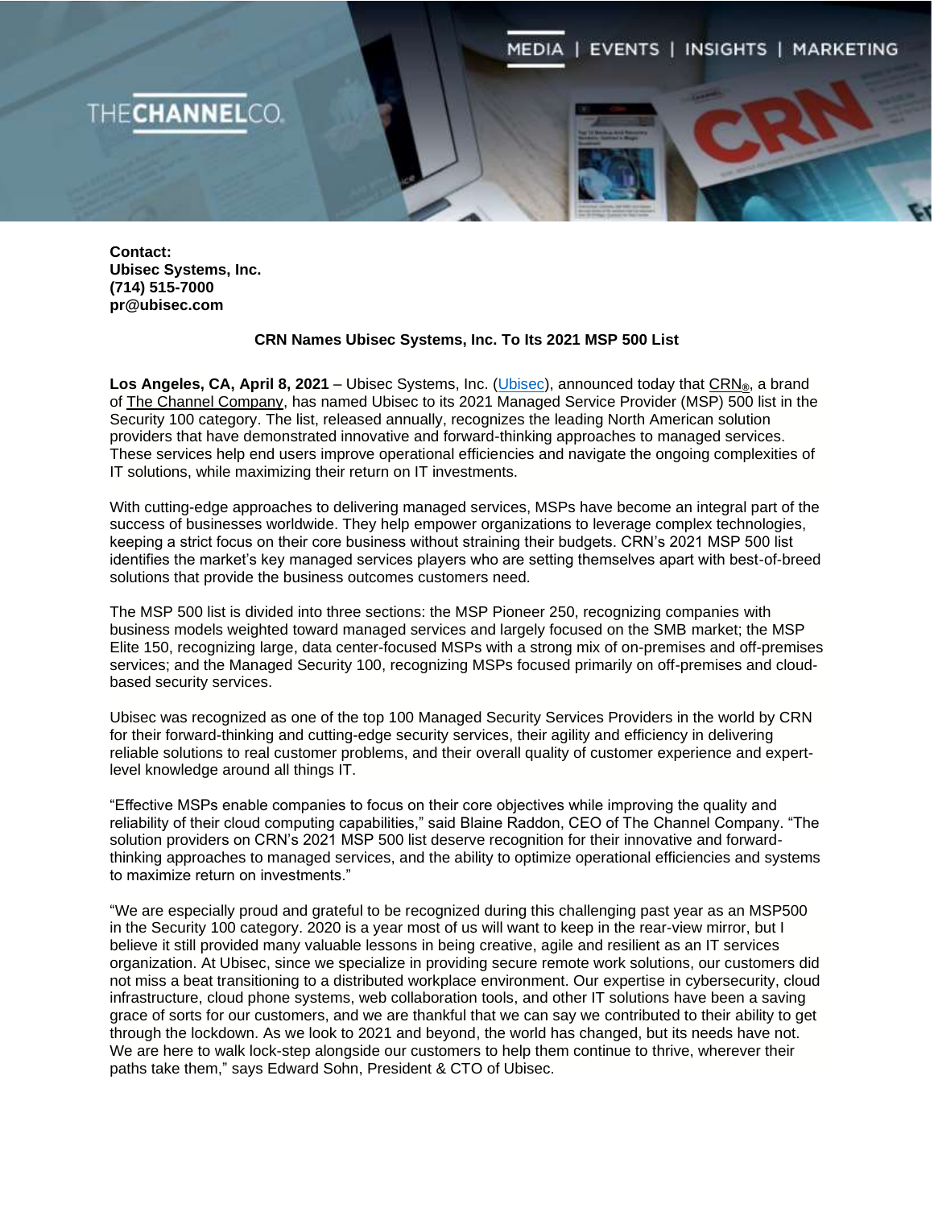**Contact:**
**Ubisec Systems, Inc.**
**(714) 515-7000**
**pr@ubisec.com**

## CRN Names Ubisec Systems, Inc. To Its 2021 MSP 500 List

**Los Angeles, CA, April 8, 2021** – Ubisec Systems, Inc. (Ubisec), announced today that CRN®, a brand of The Channel Company, has named Ubisec to its 2021 Managed Service Provider (MSP) 500 list in the Security 100 category. The list, released annually, recognizes the leading North American solution providers that have demonstrated innovative and forward-thinking approaches to managed services. These services help end users improve operational efficiencies and navigate the ongoing complexities of IT solutions, while maximizing their return on IT investments.

With cutting-edge approaches to delivering managed services, MSPs have become an integral part of the success of businesses worldwide. They help empower organizations to leverage complex technologies, keeping a strict focus on their core business without straining their budgets. CRN's 2021 MSP 500 list identifies the market's key managed services players who are setting themselves apart with best-of-breed solutions that provide the business outcomes customers need.

The MSP 500 list is divided into three sections: the MSP Pioneer 250, recognizing companies with business models weighted toward managed services and largely focused on the SMB market; the MSP Elite 150, recognizing large, data center-focused MSPs with a strong mix of on-premises and off-premises services; and the Managed Security 100, recognizing MSPs focused primarily on off-premises and cloud-based security services.

Ubisec was recognized as one of the top 100 Managed Security Services Providers in the world by CRN for their forward-thinking and cutting-edge security services, their agility and efficiency in delivering reliable solutions to real customer problems, and their overall quality of customer experience and expert-level knowledge around all things IT.

"Effective MSPs enable companies to focus on their core objectives while improving the quality and reliability of their cloud computing capabilities," said Blaine Raddon, CEO of The Channel Company. "The solution providers on CRN's 2021 MSP 500 list deserve recognition for their innovative and forward-thinking approaches to managed services, and the ability to optimize operational efficiencies and systems to maximize return on investments."

"We are especially proud and grateful to be recognized during this challenging past year as an MSP500 in the Security 100 category. 2020 is a year most of us will want to keep in the rear-view mirror, but I believe it still provided many valuable lessons in being creative, agile and resilient as an IT services organization. At Ubisec, since we specialize in providing secure remote work solutions, our customers did not miss a beat transitioning to a distributed workplace environment. Our expertise in cybersecurity, cloud infrastructure, cloud phone systems, web collaboration tools, and other IT solutions have been a saving grace of sorts for our customers, and we are thankful that we can say we contributed to their ability to get through the lockdown. As we look to 2021 and beyond, the world has changed, but its needs have not. We are here to walk lock-step alongside our customers to help them continue to thrive, wherever their paths take them," says Edward Sohn, President & CTO of Ubisec.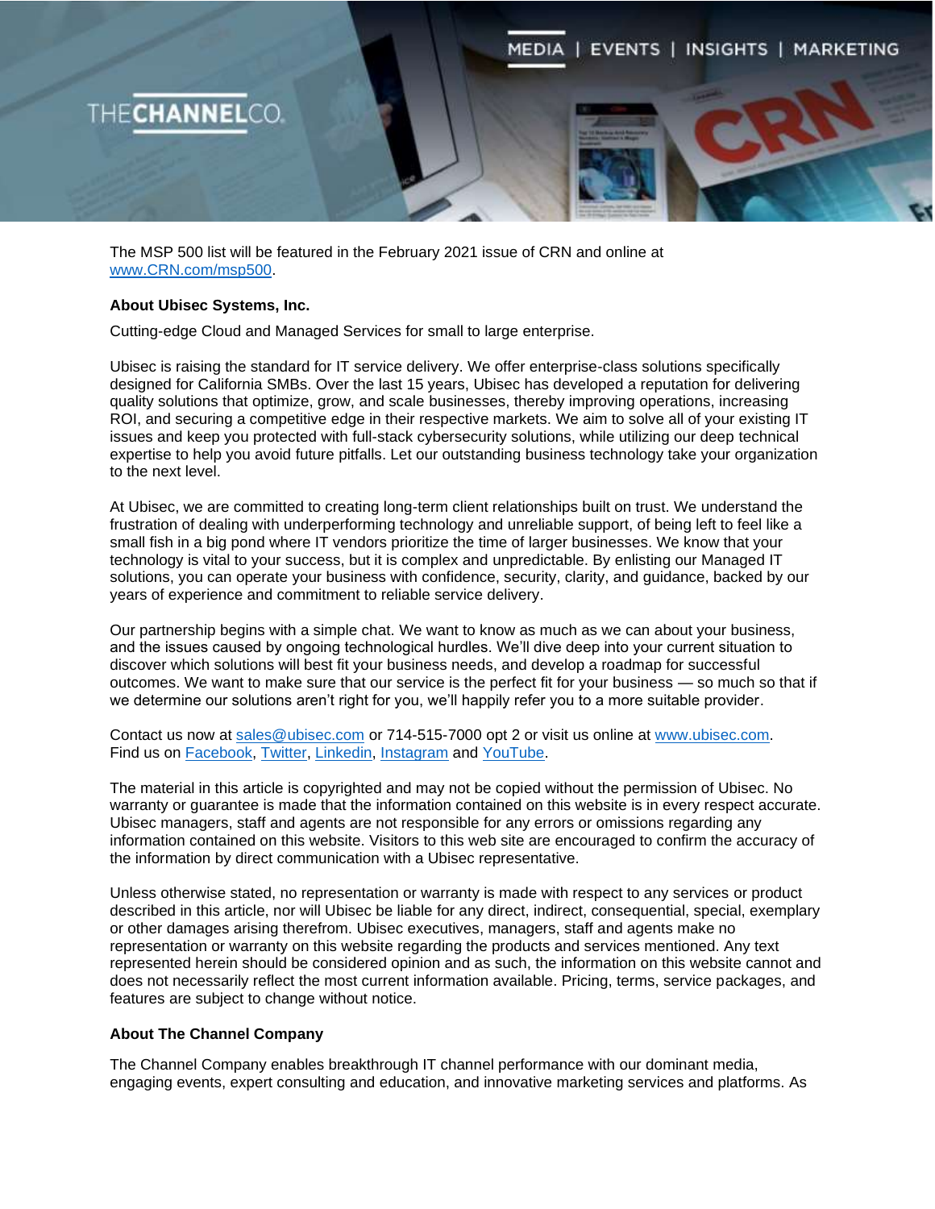The MSP 500 list will be featured in the February 2021 issue of CRN and online at [www.CRN.com/msp500](http://www.CRN.com/msp500).

**About Ubisec Systems, Inc.**

Cutting-edge Cloud and Managed Services for small to large enterprise.

Ubisec is raising the standard for IT service delivery. We offer enterprise-class solutions specifically designed for California SMBs. Over the last 15 years, Ubisec has developed a reputation for delivering quality solutions that optimize, grow, and scale businesses, thereby improving operations, increasing ROI, and securing a competitive edge in their respective markets. We aim to solve all of your existing IT issues and keep you protected with full-stack cybersecurity solutions, while utilizing our deep technical expertise to help you avoid future pitfalls. Let our outstanding business technology take your organization to the next level.

At Ubisec, we are committed to creating long-term client relationships built on trust. We understand the frustration of dealing with underperforming technology and unreliable support, of being left to feel like a small fish in a big pond where IT vendors prioritize the time of larger businesses. We know that your technology is vital to your success, but it is complex and unpredictable. By enlisting our Managed IT solutions, you can operate your business with confidence, security, clarity, and guidance, backed by our years of experience and commitment to reliable service delivery.

Our partnership begins with a simple chat. We want to know as much as we can about your business, and the issues caused by ongoing technological hurdles. We'll dive deep into your current situation to discover which solutions will best fit your business needs, and develop a roadmap for successful outcomes. We want to make sure that our service is the perfect fit for your business — so much so that if we determine our solutions aren't right for you, we'll happily refer you to a more suitable provider.

Contact us now at [sales@ubisec.com](mailto:sales@ubisec.com) or 714-515-7000 opt 2 or visit us online at [www.ubisec.com](http://www.ubisec.com).
Find us on Facebook, Twitter, Linkedin, Instagram and YouTube.

The material in this article is copyrighted and may not be copied without the permission of Ubisec. No warranty or guarantee is made that the information contained on this website is in every respect accurate. Ubisec managers, staff and agents are not responsible for any errors or omissions regarding any information contained on this website. Visitors to this web site are encouraged to confirm the accuracy of the information by direct communication with a Ubisec representative.

Unless otherwise stated, no representation or warranty is made with respect to any services or product described in this article, nor will Ubisec be liable for any direct, indirect, consequential, special, exemplary or other damages arising therefrom. Ubisec executives, managers, staff and agents make no representation or warranty on this website regarding the products and services mentioned. Any text represented herein should be considered opinion and as such, the information on this website cannot and does not necessarily reflect the most current information available. Pricing, terms, service packages, and features are subject to change without notice.

**About The Channel Company**

The Channel Company enables breakthrough IT channel performance with our dominant media, engaging events, expert consulting and education, and innovative marketing services and platforms. As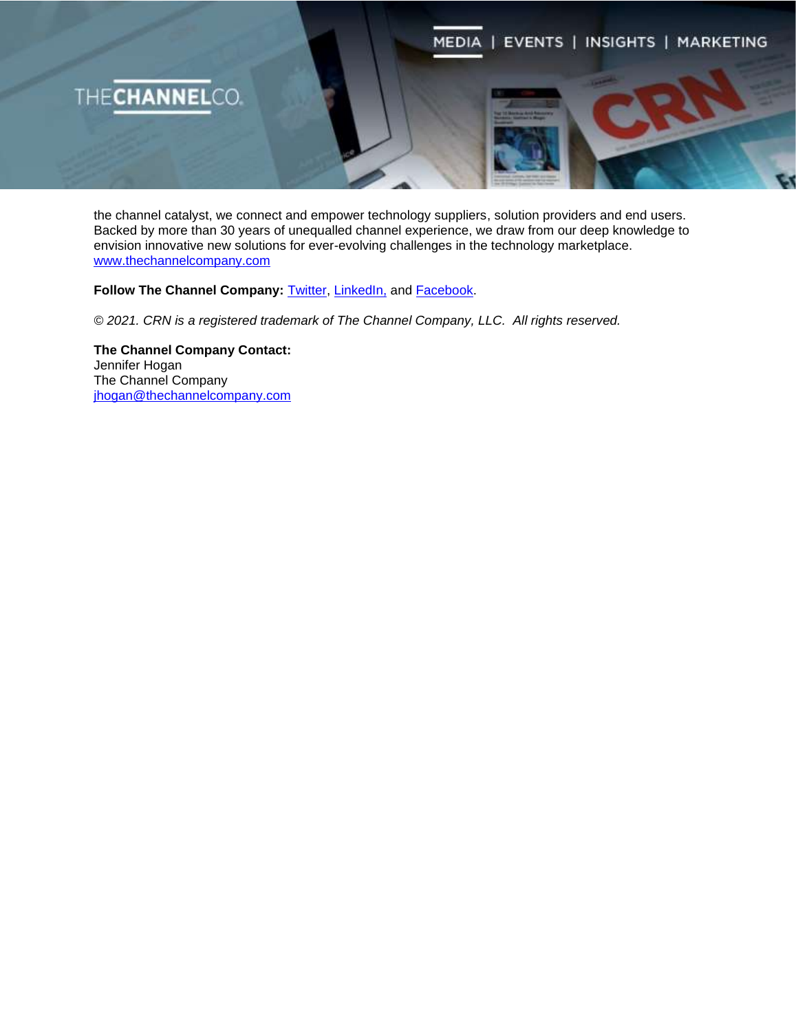the channel catalyst, we connect and empower technology suppliers, solution providers and end users. Backed by more than 30 years of unequalled channel experience, we draw from our deep knowledge to envision innovative new solutions for ever-evolving challenges in the technology marketplace. [www.thechannelcompany.com](www.thechannelcompany.com)

**Follow The Channel Company:** Twitter, LinkedIn, and Facebook.

*© 2021. CRN is a registered trademark of The Channel Company, LLC. All rights reserved.*

**The Channel Company Contact:**
Jennifer Hogan
The Channel Company
jhogan@thechannelcompany.com